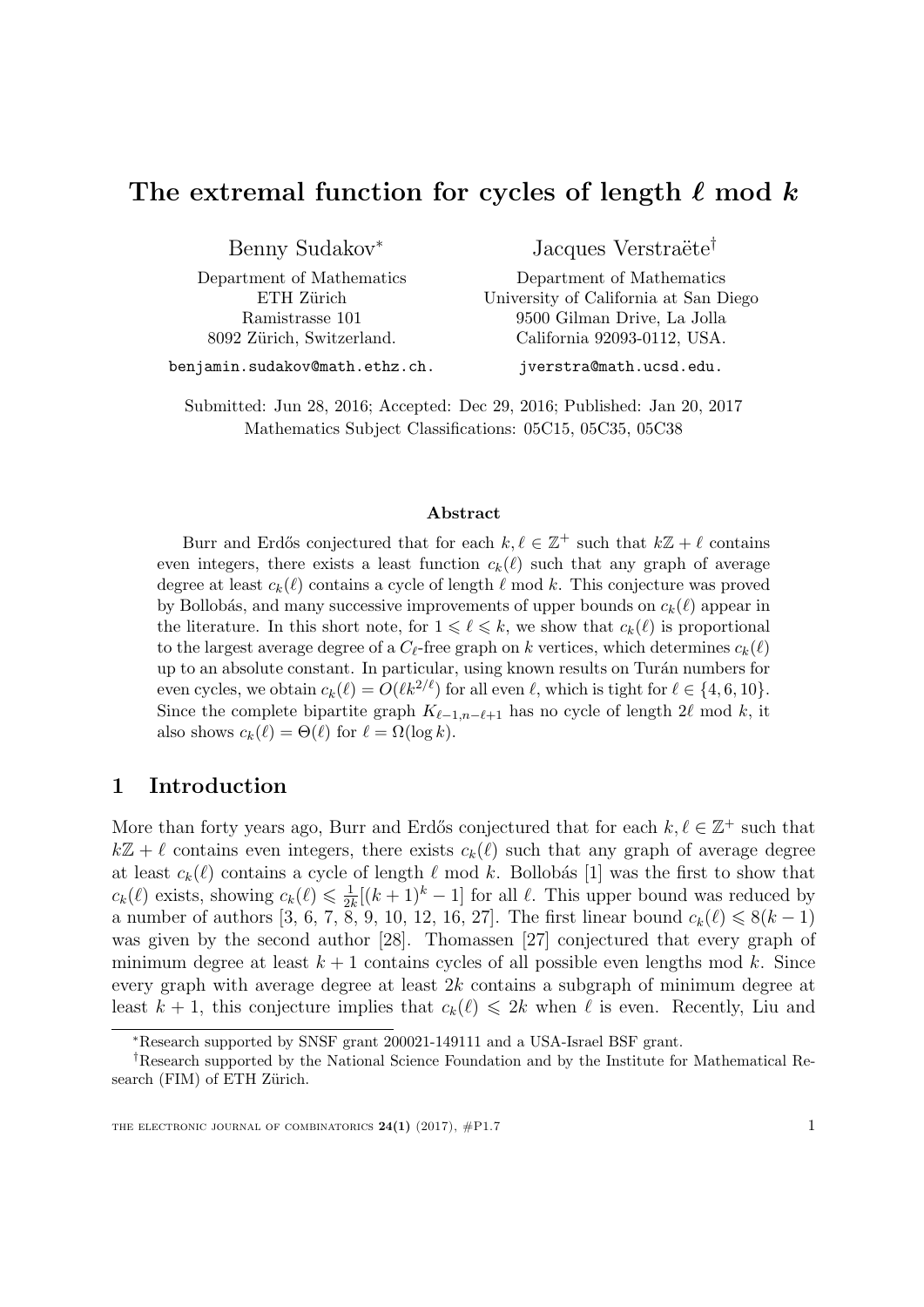# The extremal function for cycles of length $\ell$ mod $k$

Benny Sudakov*

Department of Mathematics
ETH Zürich
Ramistrasse 101
8092 Zürich, Switzerland.

benjamin.sudakov@math.ethz.ch.

Jacques Verstraëte†

Department of Mathematics
University of California at San Diego
9500 Gilman Drive, La Jolla
California 92093-0112, USA.

jverstra@math.ucsd.edu.

Submitted: Jun 28, 2016; Accepted: Dec 29, 2016; Published: Jan 20, 2017
Mathematics Subject Classifications: 05C15, 05C35, 05C38

### Abstract

Burr and Erdős conjectured that for each $k, \ell \in \mathbb{Z}^+$ such that $k\mathbb{Z} + \ell$ contains even integers, there exists a least function $c_k(\ell)$ such that any graph of average degree at least $c_k(\ell)$ contains a cycle of length $\ell$ mod $k$. This conjecture was proved by Bollobás, and many successive improvements of upper bounds on $c_k(\ell)$ appear in the literature. In this short note, for $1 \leqslant \ell \leqslant k$, we show that $c_k(\ell)$ is proportional to the largest average degree of a $C_\ell$-free graph on $k$ vertices, which determines $c_k(\ell)$ up to an absolute constant. In particular, using known results on Turán numbers for even cycles, we obtain $c_k(\ell) = O(\ell k^{2/\ell})$ for all even $\ell$, which is tight for $\ell \in \{4, 6, 10\}$. Since the complete bipartite graph $K_{\ell-1,n-\ell+1}$ has no cycle of length $2\ell$ mod $k$, it also shows $c_k(\ell) = \Theta(\ell)$ for $\ell = \Omega(\log k)$.

## 1 Introduction

More than forty years ago, Burr and Erdős conjectured that for each $k, \ell \in \mathbb{Z}^+$ such that $k\mathbb{Z} + \ell$ contains even integers, there exists $c_k(\ell)$ such that any graph of average degree at least $c_k(\ell)$ contains a cycle of length $\ell$ mod $k$. Bollobás [1] was the first to show that $c_k(\ell)$ exists, showing $c_k(\ell) \leqslant \frac{1}{2k}[(k+1)^k - 1]$ for all $\ell$. This upper bound was reduced by a number of authors [3, 6, 7, 8, 9, 10, 12, 16, 27]. The first linear bound $c_k(\ell) \leqslant 8(k-1)$ was given by the second author [28]. Thomassen [27] conjectured that every graph of minimum degree at least $k+1$ contains cycles of all possible even lengths mod $k$. Since every graph with average degree at least $2k$ contains a subgraph of minimum degree at least $k+1$, this conjecture implies that $c_k(\ell) \leqslant 2k$ when $\ell$ is even. Recently, Liu and

*Research supported by SNSF grant 200021-149111 and a USA-Israel BSF grant.

†Research supported by the National Science Foundation and by the Institute for Mathematical Research (FIM) of ETH Zürich.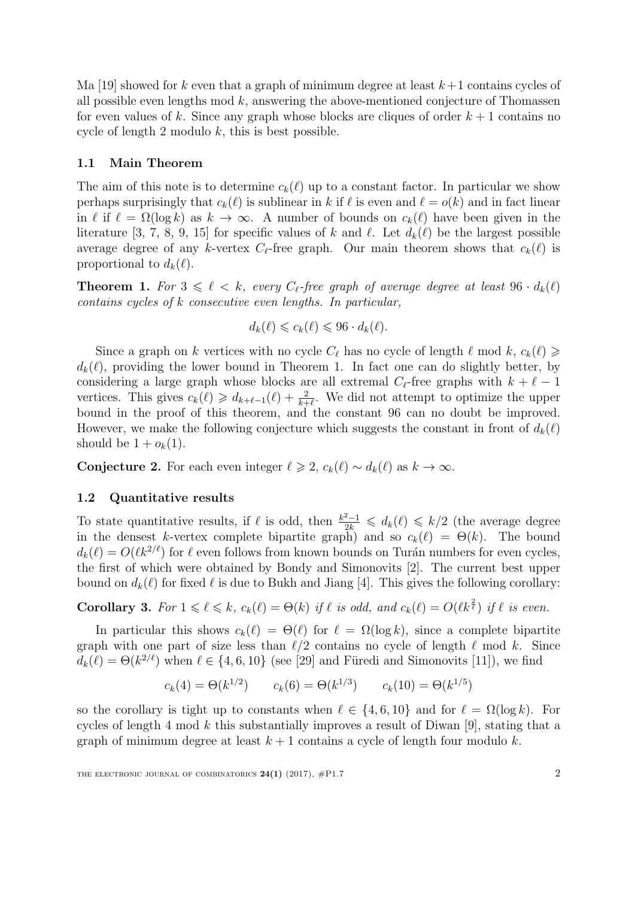Ma [19] showed for $k$ even that a graph of minimum degree at least $k+1$ contains cycles of all possible even lengths mod $k$, answering the above-mentioned conjecture of Thomassen for even values of $k$. Since any graph whose blocks are cliques of order $k+1$ contains no cycle of length 2 modulo $k$, this is best possible.

### 1.1 Main Theorem

The aim of this note is to determine $c_k(\ell)$ up to a constant factor. In particular we show perhaps surprisingly that $c_k(\ell)$ is sublinear in $k$ if $\ell$ is even and $\ell = o(k)$ and in fact linear in $\ell$ if $\ell = \Omega(\log k)$ as $k \to \infty$. A number of bounds on $c_k(\ell)$ have been given in the literature [3, 7, 8, 9, 15] for specific values of $k$ and $\ell$. Let $d_k(\ell)$ be the largest possible average degree of any $k$-vertex $C_\ell$-free graph. Our main theorem shows that $c_k(\ell)$ is proportional to $d_k(\ell)$.

**Theorem 1.** *For $3 \leqslant \ell < k$, every $C_\ell$-free graph of average degree at least $96 \cdot d_k(\ell)$ contains cycles of $k$ consecutive even lengths. In particular,*

$$d_k(\ell) \leqslant c_k(\ell) \leqslant 96 \cdot d_k(\ell).$$

Since a graph on $k$ vertices with no cycle $C_\ell$ has no cycle of length $\ell$ mod $k$, $c_k(\ell) \geqslant d_k(\ell)$, providing the lower bound in Theorem 1. In fact one can do slightly better, by considering a large graph whose blocks are all extremal $C_\ell$-free graphs with $k+\ell-1$ vertices. This gives $c_k(\ell) \geqslant d_{k+\ell-1}(\ell) + \frac{2}{k+\ell}$. We did not attempt to optimize the upper bound in the proof of this theorem, and the constant 96 can no doubt be improved. However, we make the following conjecture which suggests the constant in front of $d_k(\ell)$ should be $1 + o_k(1)$.

**Conjecture 2.** For each even integer $\ell \geqslant 2$, $c_k(\ell) \sim d_k(\ell)$ as $k \to \infty$.

### 1.2 Quantitative results

To state quantitative results, if $\ell$ is odd, then $\frac{k^2-1}{2k} \leqslant d_k(\ell) \leqslant k/2$ (the average degree in the densest $k$-vertex complete bipartite graph) and so $c_k(\ell) = \Theta(k)$. The bound $d_k(\ell) = O(\ell k^{2/\ell})$ for $\ell$ even follows from known bounds on Turán numbers for even cycles, the first of which were obtained by Bondy and Simonovits [2]. The current best upper bound on $d_k(\ell)$ for fixed $\ell$ is due to Bukh and Jiang [4]. This gives the following corollary:

**Corollary 3.** *For $1 \leqslant \ell \leqslant k$, $c_k(\ell) = \Theta(k)$ if $\ell$ is odd, and $c_k(\ell) = O(\ell k^{\frac{2}{\ell}})$ if $\ell$ is even.*

In particular this shows $c_k(\ell) = \Theta(\ell)$ for $\ell = \Omega(\log k)$, since a complete bipartite graph with one part of size less than $\ell/2$ contains no cycle of length $\ell$ mod $k$. Since $d_k(\ell) = \Theta(k^{2/\ell})$ when $\ell \in \{4, 6, 10\}$ (see [29] and Füredi and Simonovits [11]), we find

$$c_k(4) = \Theta(k^{1/2}) \qquad c_k(6) = \Theta(k^{1/3}) \qquad c_k(10) = \Theta(k^{1/5})$$

so the corollary is tight up to constants when $\ell \in \{4, 6, 10\}$ and for $\ell = \Omega(\log k)$. For cycles of length 4 mod $k$ this substantially improves a result of Diwan [9], stating that a graph of minimum degree at least $k+1$ contains a cycle of length four modulo $k$.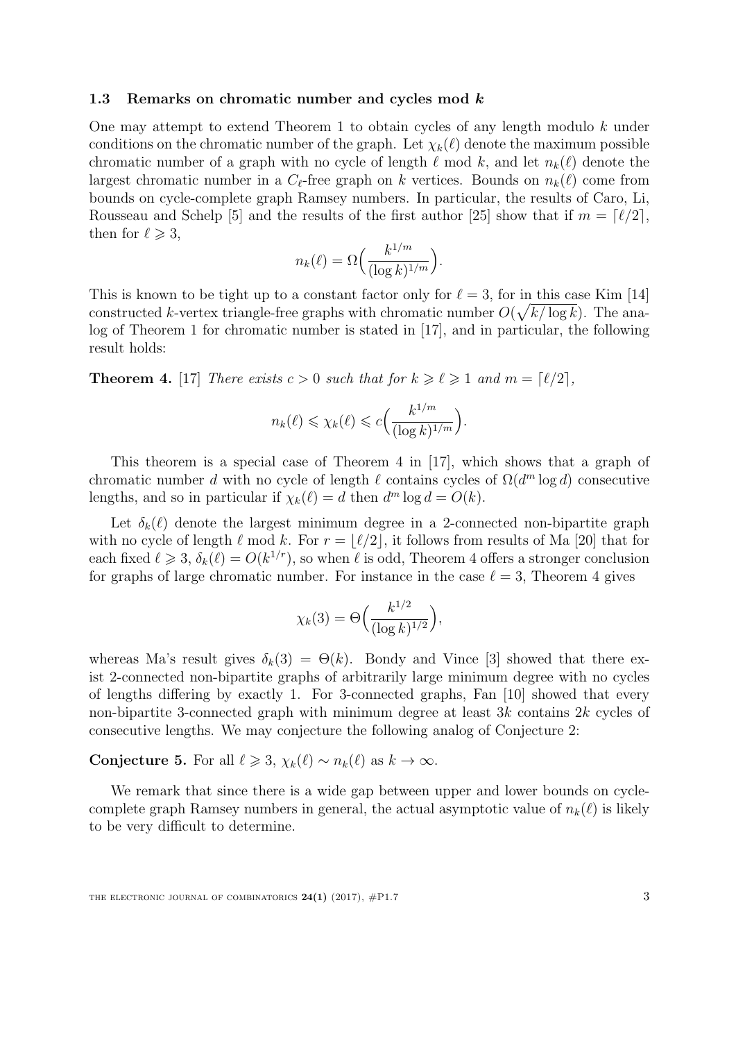### 1.3 Remarks on chromatic number and cycles mod $k$

One may attempt to extend Theorem 1 to obtain cycles of any length modulo $k$ under conditions on the chromatic number of the graph. Let $\chi_k(\ell)$ denote the maximum possible chromatic number of a graph with no cycle of length $\ell$ mod $k$, and let $n_k(\ell)$ denote the largest chromatic number in a $C_\ell$-free graph on $k$ vertices. Bounds on $n_k(\ell)$ come from bounds on cycle-complete graph Ramsey numbers. In particular, the results of Caro, Li, Rousseau and Schelp [5] and the results of the first author [25] show that if $m = \lceil \ell/2 \rceil$, then for $\ell \geqslant 3$,

$$n_k(\ell) = \Omega\Big(\frac{k^{1/m}}{(\log k)^{1/m}}\Big).$$

This is known to be tight up to a constant factor only for $\ell = 3$, for in this case Kim [14] constructed $k$-vertex triangle-free graphs with chromatic number $O(\sqrt{k/\log k})$. The analog of Theorem 1 for chromatic number is stated in [17], and in particular, the following result holds:

**Theorem 4.** [17] *There exists $c > 0$ such that for $k \geqslant \ell \geqslant 1$ and $m = \lceil \ell/2 \rceil$,*

$$n_k(\ell) \leqslant \chi_k(\ell) \leqslant c\Big(\frac{k^{1/m}}{(\log k)^{1/m}}\Big).$$

This theorem is a special case of Theorem 4 in [17], which shows that a graph of chromatic number $d$ with no cycle of length $\ell$ contains cycles of $\Omega(d^m \log d)$ consecutive lengths, and so in particular if $\chi_k(\ell) = d$ then $d^m \log d = O(k)$.

Let $\delta_k(\ell)$ denote the largest minimum degree in a 2-connected non-bipartite graph with no cycle of length $\ell$ mod $k$. For $r = \lfloor \ell/2 \rfloor$, it follows from results of Ma [20] that for each fixed $\ell \geqslant 3$, $\delta_k(\ell) = O(k^{1/r})$, so when $\ell$ is odd, Theorem 4 offers a stronger conclusion for graphs of large chromatic number. For instance in the case $\ell = 3$, Theorem 4 gives

$$\chi_k(3) = \Theta\Big(\frac{k^{1/2}}{(\log k)^{1/2}}\Big),$$

whereas Ma's result gives $\delta_k(3) = \Theta(k)$. Bondy and Vince [3] showed that there exist 2-connected non-bipartite graphs of arbitrarily large minimum degree with no cycles of lengths differing by exactly 1. For 3-connected graphs, Fan [10] showed that every non-bipartite 3-connected graph with minimum degree at least $3k$ contains $2k$ cycles of consecutive lengths. We may conjecture the following analog of Conjecture 2:

**Conjecture 5.** For all $\ell \geqslant 3$, $\chi_k(\ell) \sim n_k(\ell)$ as $k \to \infty$.

We remark that since there is a wide gap between upper and lower bounds on cycle-complete graph Ramsey numbers in general, the actual asymptotic value of $n_k(\ell)$ is likely to be very difficult to determine.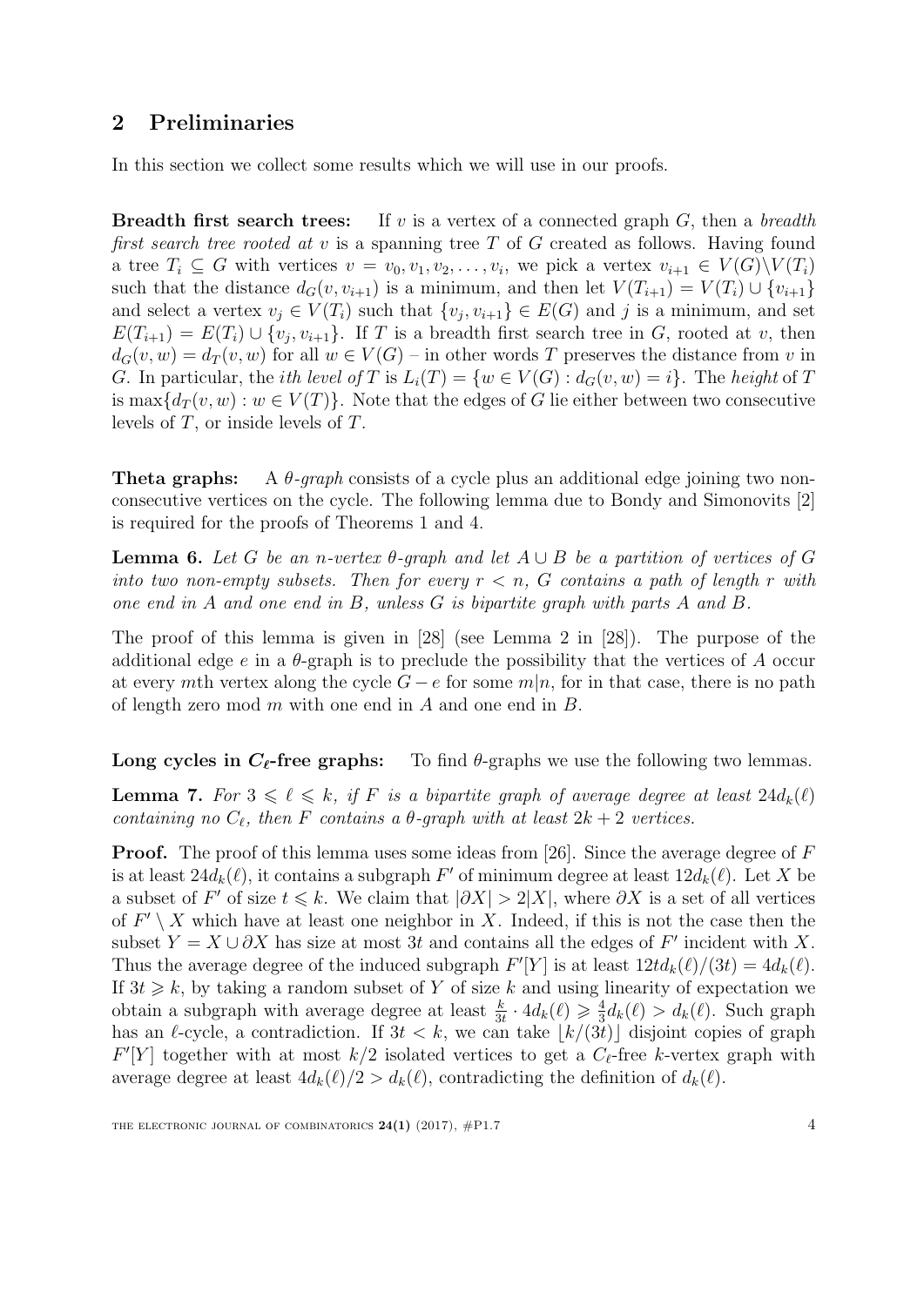## 2 Preliminaries

In this section we collect some results which we will use in our proofs.

**Breadth first search trees:** If $v$ is a vertex of a connected graph $G$, then a *breadth first search tree rooted at* $v$ is a spanning tree $T$ of $G$ created as follows. Having found a tree $T_i \subseteq G$ with vertices $v = v_0, v_1, v_2, \ldots, v_i$, we pick a vertex $v_{i+1} \in V(G) \backslash V(T_i)$ such that the distance $d_G(v, v_{i+1})$ is a minimum, and then let $V(T_{i+1}) = V(T_i) \cup \{v_{i+1}\}$ and select a vertex $v_j \in V(T_i)$ such that $\{v_j, v_{i+1}\} \in E(G)$ and $j$ is a minimum, and set $E(T_{i+1}) = E(T_i) \cup \{v_j, v_{i+1}\}$. If $T$ is a breadth first search tree in $G$, rooted at $v$, then $d_G(v, w) = d_T(v, w)$ for all $w \in V(G)$ – in other words $T$ preserves the distance from $v$ in $G$. In particular, the *ith level of* $T$ is $L_i(T) = \{w \in V(G) : d_G(v, w) = i\}$. The *height* of $T$ is $\max\{d_T(v, w) : w \in V(T)\}$. Note that the edges of $G$ lie either between two consecutive levels of $T$, or inside levels of $T$.

**Theta graphs:** A *$\theta$-graph* consists of a cycle plus an additional edge joining two non-consecutive vertices on the cycle. The following lemma due to Bondy and Simonovits [2] is required for the proofs of Theorems 1 and 4.

**Lemma 6.** *Let $G$ be an $n$-vertex $\theta$-graph and let $A \cup B$ be a partition of vertices of $G$ into two non-empty subsets. Then for every $r < n$, $G$ contains a path of length $r$ with one end in $A$ and one end in $B$, unless $G$ is bipartite graph with parts $A$ and $B$.*

The proof of this lemma is given in [28] (see Lemma 2 in [28]). The purpose of the additional edge $e$ in a $\theta$-graph is to preclude the possibility that the vertices of $A$ occur at every $m$th vertex along the cycle $G - e$ for some $m|n$, for in that case, there is no path of length zero mod $m$ with one end in $A$ and one end in $B$.

**Long cycles in $C_\ell$-free graphs:** To find $\theta$-graphs we use the following two lemmas.

**Lemma 7.** *For $3 \leqslant \ell \leqslant k$, if $F$ is a bipartite graph of average degree at least $24d_k(\ell)$ containing no $C_\ell$, then $F$ contains a $\theta$-graph with at least $2k + 2$ vertices.*

**Proof.** The proof of this lemma uses some ideas from [26]. Since the average degree of $F$ is at least $24d_k(\ell)$, it contains a subgraph $F'$ of minimum degree at least $12d_k(\ell)$. Let $X$ be a subset of $F'$ of size $t \leqslant k$. We claim that $|\partial X| > 2|X|$, where $\partial X$ is a set of all vertices of $F' \setminus X$ which have at least one neighbor in $X$. Indeed, if this is not the case then the subset $Y = X \cup \partial X$ has size at most $3t$ and contains all the edges of $F'$ incident with $X$. Thus the average degree of the induced subgraph $F'[Y]$ is at least $12td_k(\ell)/(3t) = 4d_k(\ell)$. If $3t \geqslant k$, by taking a random subset of $Y$ of size $k$ and using linearity of expectation we obtain a subgraph with average degree at least $\frac{k}{3t} \cdot 4d_k(\ell) \geqslant \frac{4}{3}d_k(\ell) > d_k(\ell)$. Such graph has an $\ell$-cycle, a contradiction. If $3t < k$, we can take $\lfloor k/(3t) \rfloor$ disjoint copies of graph $F'[Y]$ together with at most $k/2$ isolated vertices to get a $C_\ell$-free $k$-vertex graph with average degree at least $4d_k(\ell)/2 > d_k(\ell)$, contradicting the definition of $d_k(\ell)$.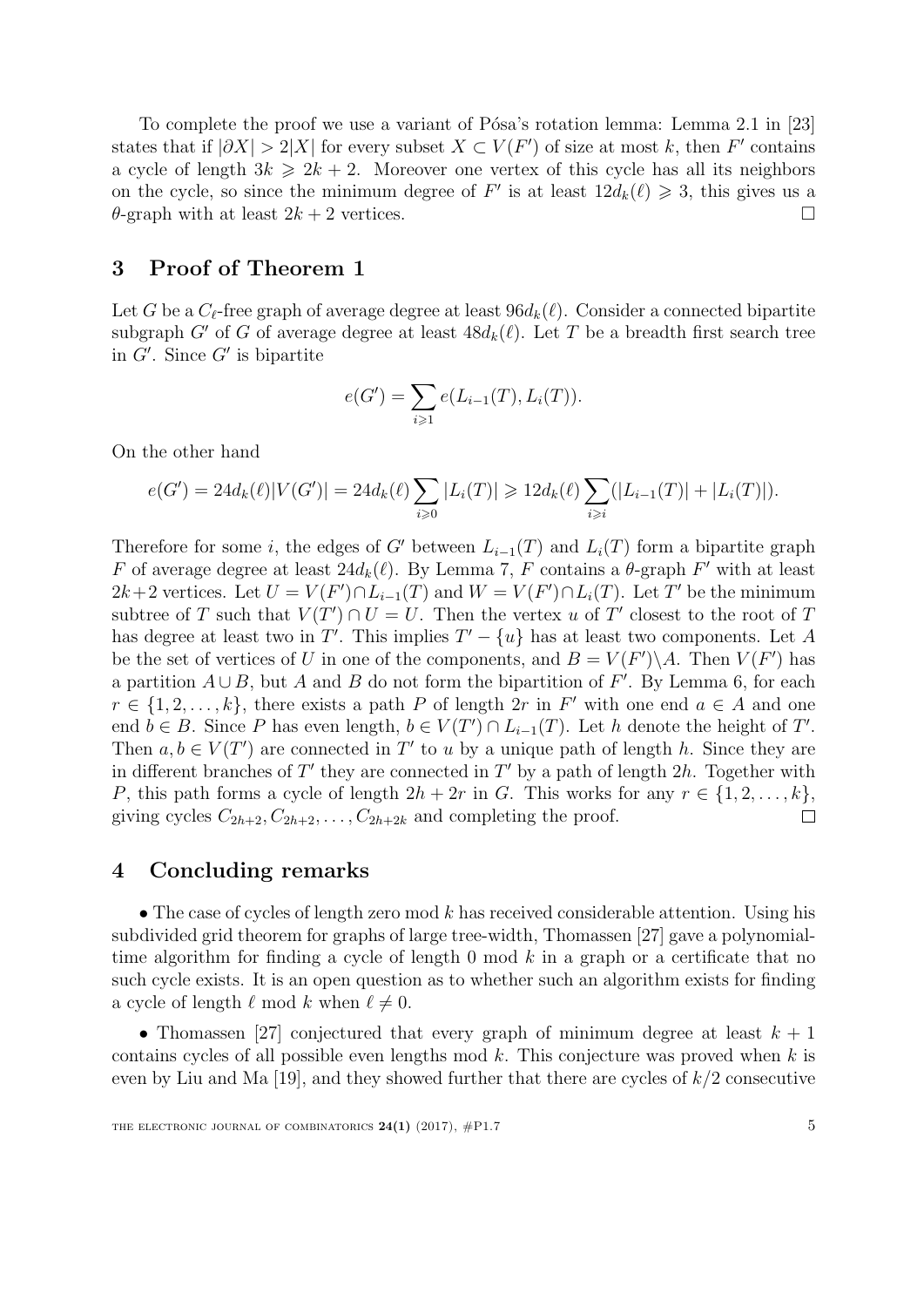To complete the proof we use a variant of Pósa's rotation lemma: Lemma 2.1 in [23] states that if $|\partial X| > 2|X|$ for every subset $X \subset V(F')$ of size at most $k$, then $F'$ contains a cycle of length $3k \geqslant 2k+2$. Moreover one vertex of this cycle has all its neighbors on the cycle, so since the minimum degree of $F'$ is at least $12d_k(\ell) \geqslant 3$, this gives us a $\theta$-graph with at least $2k+2$ vertices. $\square$

## 3 Proof of Theorem 1

Let $G$ be a $C_\ell$-free graph of average degree at least $96d_k(\ell)$. Consider a connected bipartite subgraph $G'$ of $G$ of average degree at least $48d_k(\ell)$. Let $T$ be a breadth first search tree in $G'$. Since $G'$ is bipartite

$$e(G') = \sum_{i \geqslant 1} e(L_{i-1}(T), L_i(T)).$$

On the other hand

$$e(G') = 24d_k(\ell)|V(G')| = 24d_k(\ell)\sum_{i\geqslant 0}|L_i(T)| \geqslant 12d_k(\ell)\sum_{i\geqslant i}(|L_{i-1}(T)| + |L_i(T)|).$$

Therefore for some $i$, the edges of $G'$ between $L_{i-1}(T)$ and $L_i(T)$ form a bipartite graph $F$ of average degree at least $24d_k(\ell)$. By Lemma 7, $F$ contains a $\theta$-graph $F'$ with at least $2k+2$ vertices. Let $U = V(F') \cap L_{i-1}(T)$ and $W = V(F') \cap L_i(T)$. Let $T'$ be the minimum subtree of $T$ such that $V(T') \cap U = U$. Then the vertex $u$ of $T'$ closest to the root of $T$ has degree at least two in $T'$. This implies $T' - \{u\}$ has at least two components. Let $A$ be the set of vertices of $U$ in one of the components, and $B = V(F') \backslash A$. Then $V(F')$ has a partition $A \cup B$, but $A$ and $B$ do not form the bipartition of $F'$. By Lemma 6, for each $r \in \{1, 2, \ldots, k\}$, there exists a path $P$ of length $2r$ in $F'$ with one end $a \in A$ and one end $b \in B$. Since $P$ has even length, $b \in V(T') \cap L_{i-1}(T)$. Let $h$ denote the height of $T'$. Then $a, b \in V(T')$ are connected in $T'$ to $u$ by a unique path of length $h$. Since they are in different branches of $T'$ they are connected in $T'$ by a path of length $2h$. Together with $P$, this path forms a cycle of length $2h + 2r$ in $G$. This works for any $r \in \{1, 2, \ldots, k\}$, giving cycles $C_{2h+2}, C_{2h+2}, \ldots, C_{2h+2k}$ and completing the proof. $\square$

## 4 Concluding remarks

• The case of cycles of length zero mod $k$ has received considerable attention. Using his subdivided grid theorem for graphs of large tree-width, Thomassen [27] gave a polynomial-time algorithm for finding a cycle of length 0 mod $k$ in a graph or a certificate that no such cycle exists. It is an open question as to whether such an algorithm exists for finding a cycle of length $\ell$ mod $k$ when $\ell \neq 0$.

• Thomassen [27] conjectured that every graph of minimum degree at least $k+1$ contains cycles of all possible even lengths mod $k$. This conjecture was proved when $k$ is even by Liu and Ma [19], and they showed further that there are cycles of $k/2$ consecutive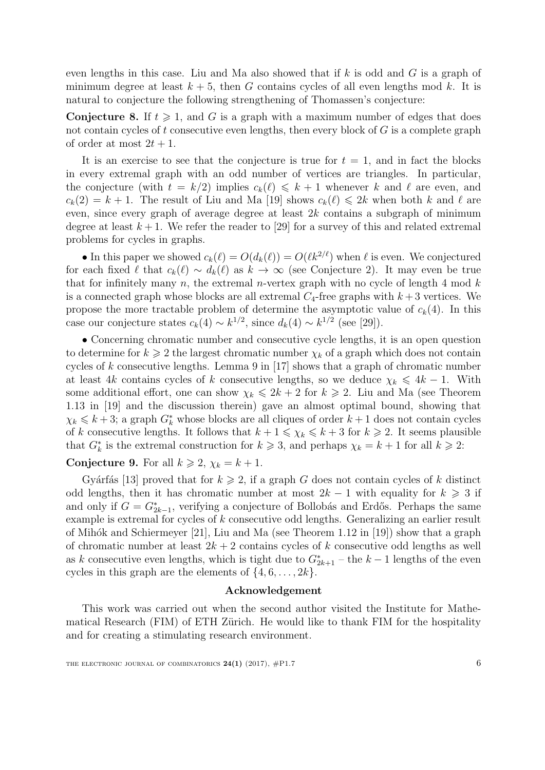even lengths in this case. Liu and Ma also showed that if $k$ is odd and $G$ is a graph of minimum degree at least $k+5$, then $G$ contains cycles of all even lengths mod $k$. It is natural to conjecture the following strengthening of Thomassen's conjecture:

**Conjecture 8.** If $t \geqslant 1$, and $G$ is a graph with a maximum number of edges that does not contain cycles of $t$ consecutive even lengths, then every block of $G$ is a complete graph of order at most $2t+1$.

It is an exercise to see that the conjecture is true for $t = 1$, and in fact the blocks in every extremal graph with an odd number of vertices are triangles. In particular, the conjecture (with $t = k/2$) implies $c_k(\ell) \leqslant k+1$ whenever $k$ and $\ell$ are even, and $c_k(2) = k+1$. The result of Liu and Ma [19] shows $c_k(\ell) \leqslant 2k$ when both $k$ and $\ell$ are even, since every graph of average degree at least $2k$ contains a subgraph of minimum degree at least $k+1$. We refer the reader to [29] for a survey of this and related extremal problems for cycles in graphs.

• In this paper we showed $c_k(\ell) = O(d_k(\ell)) = O(\ell k^{2/\ell})$ when $\ell$ is even. We conjectured for each fixed $\ell$ that $c_k(\ell) \sim d_k(\ell)$ as $k \to \infty$ (see Conjecture 2). It may even be true that for infinitely many $n$, the extremal $n$-vertex graph with no cycle of length 4 mod $k$ is a connected graph whose blocks are all extremal $C_4$-free graphs with $k+3$ vertices. We propose the more tractable problem of determine the asymptotic value of $c_k(4)$. In this case our conjecture states $c_k(4) \sim k^{1/2}$, since $d_k(4) \sim k^{1/2}$ (see [29]).

• Concerning chromatic number and consecutive cycle lengths, it is an open question to determine for $k \geqslant 2$ the largest chromatic number $\chi_k$ of a graph which does not contain cycles of $k$ consecutive lengths. Lemma 9 in [17] shows that a graph of chromatic number at least $4k$ contains cycles of $k$ consecutive lengths, so we deduce $\chi_k \leqslant 4k-1$. With some additional effort, one can show $\chi_k \leqslant 2k+2$ for $k \geqslant 2$. Liu and Ma (see Theorem 1.13 in [19] and the discussion therein) gave an almost optimal bound, showing that $\chi_k \leqslant k+3$; a graph $G_k^*$ whose blocks are all cliques of order $k+1$ does not contain cycles of $k$ consecutive lengths. It follows that $k+1 \leqslant \chi_k \leqslant k+3$ for $k \geqslant 2$. It seems plausible that $G_k^*$ is the extremal construction for $k \geqslant 3$, and perhaps $\chi_k = k+1$ for all $k \geqslant 2$:

**Conjecture 9.** For all $k \geqslant 2$, $\chi_k = k+1$.

Gyárfás [13] proved that for $k \geqslant 2$, if a graph $G$ does not contain cycles of $k$ distinct odd lengths, then it has chromatic number at most $2k-1$ with equality for $k \geqslant 3$ if and only if $G = G_{2k-1}^*$, verifying a conjecture of Bollobás and Erdős. Perhaps the same example is extremal for cycles of $k$ consecutive odd lengths. Generalizing an earlier result of Mihók and Schiermeyer [21], Liu and Ma (see Theorem 1.12 in [19]) show that a graph of chromatic number at least $2k+2$ contains cycles of $k$ consecutive odd lengths as well as $k$ consecutive even lengths, which is tight due to $G_{2k+1}^*$ – the $k-1$ lengths of the even cycles in this graph are the elements of $\{4, 6, \ldots, 2k\}$.

## Acknowledgement

This work was carried out when the second author visited the Institute for Mathematical Research (FIM) of ETH Zürich. He would like to thank FIM for the hospitality and for creating a stimulating research environment.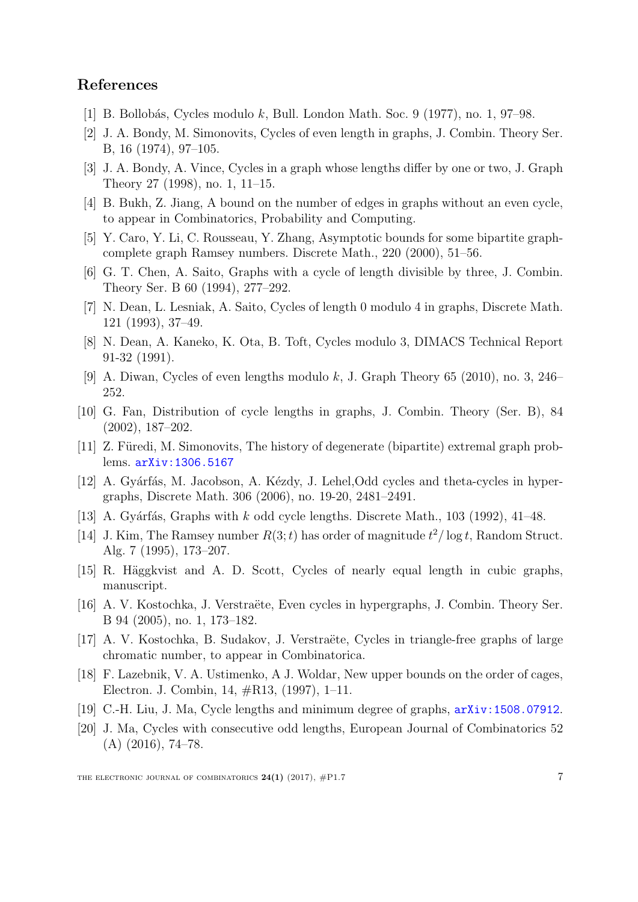## References

[1] B. Bollobás, Cycles modulo $k$, Bull. London Math. Soc. 9 (1977), no. 1, 97–98.

[2] J. A. Bondy, M. Simonovits, Cycles of even length in graphs, J. Combin. Theory Ser. B, 16 (1974), 97–105.

[3] J. A. Bondy, A. Vince, Cycles in a graph whose lengths differ by one or two, J. Graph Theory 27 (1998), no. 1, 11–15.

[4] B. Bukh, Z. Jiang, A bound on the number of edges in graphs without an even cycle, to appear in Combinatorics, Probability and Computing.

[5] Y. Caro, Y. Li, C. Rousseau, Y. Zhang, Asymptotic bounds for some bipartite graph-complete graph Ramsey numbers. Discrete Math., 220 (2000), 51–56.

[6] G. T. Chen, A. Saito, Graphs with a cycle of length divisible by three, J. Combin. Theory Ser. B 60 (1994), 277–292.

[7] N. Dean, L. Lesniak, A. Saito, Cycles of length 0 modulo 4 in graphs, Discrete Math. 121 (1993), 37–49.

[8] N. Dean, A. Kaneko, K. Ota, B. Toft, Cycles modulo 3, DIMACS Technical Report 91-32 (1991).

[9] A. Diwan, Cycles of even lengths modulo $k$, J. Graph Theory 65 (2010), no. 3, 246–252.

[10] G. Fan, Distribution of cycle lengths in graphs, J. Combin. Theory (Ser. B), 84 (2002), 187–202.

[11] Z. Füredi, M. Simonovits, The history of degenerate (bipartite) extremal graph problems. arXiv:1306.5167

[12] A. Gyárfás, M. Jacobson, A. Kézdy, J. Lehel,Odd cycles and theta-cycles in hypergraphs, Discrete Math. 306 (2006), no. 19-20, 2481–2491.

[13] A. Gyárfás, Graphs with $k$ odd cycle lengths. Discrete Math., 103 (1992), 41–48.

[14] J. Kim, The Ramsey number $R(3;t)$ has order of magnitude $t^2/\log t$, Random Struct. Alg. 7 (1995), 173–207.

[15] R. Häggkvist and A. D. Scott, Cycles of nearly equal length in cubic graphs, manuscript.

[16] A. V. Kostochka, J. Verstraëte, Even cycles in hypergraphs, J. Combin. Theory Ser. B 94 (2005), no. 1, 173–182.

[17] A. V. Kostochka, B. Sudakov, J. Verstraëte, Cycles in triangle-free graphs of large chromatic number, to appear in Combinatorica.

[18] F. Lazebnik, V. A. Ustimenko, A J. Woldar, New upper bounds on the order of cages, Electron. J. Combin, 14, #R13, (1997), 1–11.

[19] C.-H. Liu, J. Ma, Cycle lengths and minimum degree of graphs, arXiv:1508.07912.

[20] J. Ma, Cycles with consecutive odd lengths, European Journal of Combinatorics 52 (A) (2016), 74–78.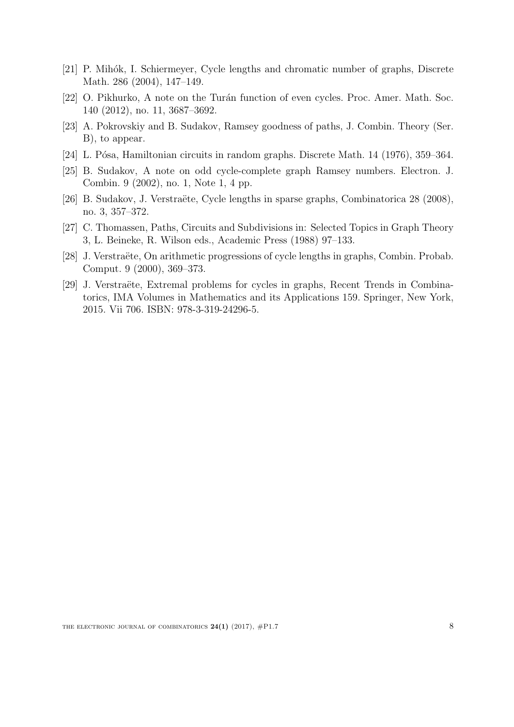[21] P. Mihók, I. Schiermeyer, Cycle lengths and chromatic number of graphs, Discrete Math. 286 (2004), 147–149.

[22] O. Pikhurko, A note on the Turán function of even cycles. Proc. Amer. Math. Soc. 140 (2012), no. 11, 3687–3692.

[23] A. Pokrovskiy and B. Sudakov, Ramsey goodness of paths, J. Combin. Theory (Ser. B), to appear.

[24] L. Pósa, Hamiltonian circuits in random graphs. Discrete Math. 14 (1976), 359–364.

[25] B. Sudakov, A note on odd cycle-complete graph Ramsey numbers. Electron. J. Combin. 9 (2002), no. 1, Note 1, 4 pp.

[26] B. Sudakov, J. Verstraëte, Cycle lengths in sparse graphs, Combinatorica 28 (2008), no. 3, 357–372.

[27] C. Thomassen, Paths, Circuits and Subdivisions in: Selected Topics in Graph Theory 3, L. Beineke, R. Wilson eds., Academic Press (1988) 97–133.

[28] J. Verstraëte, On arithmetic progressions of cycle lengths in graphs, Combin. Probab. Comput. 9 (2000), 369–373.

[29] J. Verstraëte, Extremal problems for cycles in graphs, Recent Trends in Combinatorics, IMA Volumes in Mathematics and its Applications 159. Springer, New York, 2015. Vii 706. ISBN: 978-3-319-24296-5.